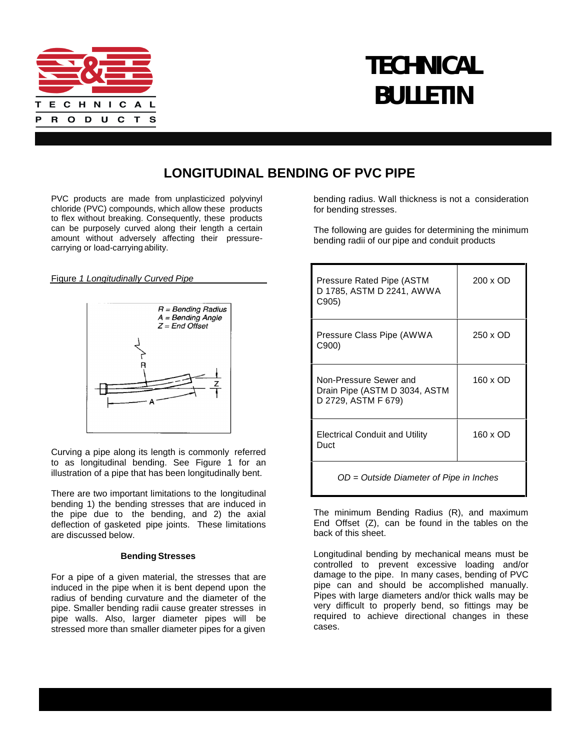# TECHNICAL BULLETIN

## LONGITUDINAL BENDING OF PVC PIPE

PVC products are made from unplasticized polyvinyl chloride (PVC) compounds, which allow these products to flex without breaking. Consequently, these products can be purposely curved along their length a certain amount without adversely affecting their pressure-carrying or load-carrying ability.

Figure 1 *Longitudinally Curved Pipe*

*R = Bending Radius*
*A = Bending Angle*
*Z = End Offset*

Curving a pipe along its length is commonly referred to as longitudinal bending. See Figure 1 for an illustration of a pipe that has been longitudinally bent.

There are two important limitations to the longitudinal bending 1) the bending stresses that are induced in the pipe due to the bending, and 2) the axial deflection of gasketed pipe joints. These limitations are discussed below.

### Bending Stresses

For a pipe of a given material, the stresses that are induced in the pipe when it is bent depend upon the radius of bending curvature and the diameter of the pipe. Smaller bending radii cause greater stresses in pipe walls. Also, larger diameter pipes will be stressed more than smaller diameter pipes for a given bending radius. Wall thickness is not a consideration for bending stresses.

The following are guides for determining the minimum bending radii of our pipe and conduit products

| Product | Minimum Bending Radius |
|---|---|
| Pressure Rated Pipe (ASTM D 1785, ASTM D 2241, AWWA C905) | 200 x OD |
| Pressure Class Pipe (AWWA C900) | 250 x OD |
| Non-Pressure Sewer and Drain Pipe (ASTM D 3034, ASTM D 2729, ASTM F 679) | 160 x OD |
| Electrical Conduit and Utility Duct | 160 x OD |

*OD = Outside Diameter of Pipe in Inches*

The minimum Bending Radius (R), and maximum End Offset (Z), can be found in the tables on the back of this sheet.

Longitudinal bending by mechanical means must be controlled to prevent excessive loading and/or damage to the pipe. In many cases, bending of PVC pipe can and should be accomplished manually. Pipes with large diameters and/or thick walls may be very difficult to properly bend, so fittings may be required to achieve directional changes in these cases.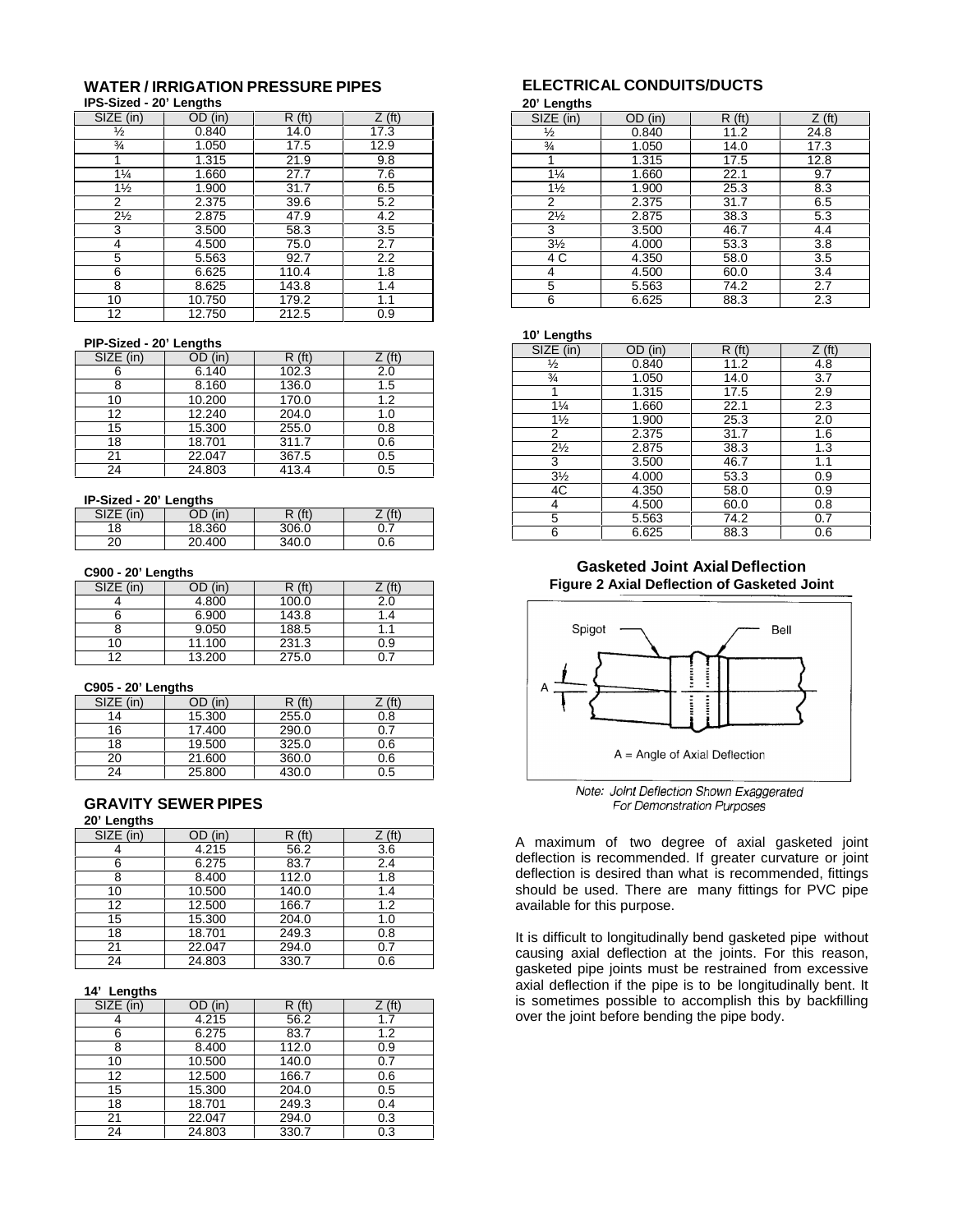## WATER / IRRIGATION PRESSURE PIPES

**IPS-Sized - 20' Lengths**

| SIZE (in) | OD (in) | R (ft) | Z (ft) |
|---|---|---|---|
| ½ | 0.840 | 14.0 | 17.3 |
| ¾ | 1.050 | 17.5 | 12.9 |
| 1 | 1.315 | 21.9 | 9.8 |
| 1¼ | 1.660 | 27.7 | 7.6 |
| 1½ | 1.900 | 31.7 | 6.5 |
| 2 | 2.375 | 39.6 | 5.2 |
| 2½ | 2.875 | 47.9 | 4.2 |
| 3 | 3.500 | 58.3 | 3.5 |
| 4 | 4.500 | 75.0 | 2.7 |
| 5 | 5.563 | 92.7 | 2.2 |
| 6 | 6.625 | 110.4 | 1.8 |
| 8 | 8.625 | 143.8 | 1.4 |
| 10 | 10.750 | 179.2 | 1.1 |
| 12 | 12.750 | 212.5 | 0.9 |

**PIP-Sized - 20' Lengths**

| SIZE (in) | OD (in) | R (ft) | Z (ft) |
|---|---|---|---|
| 6 | 6.140 | 102.3 | 2.0 |
| 8 | 8.160 | 136.0 | 1.5 |
| 10 | 10.200 | 170.0 | 1.2 |
| 12 | 12.240 | 204.0 | 1.0 |
| 15 | 15.300 | 255.0 | 0.8 |
| 18 | 18.701 | 311.7 | 0.6 |
| 21 | 22.047 | 367.5 | 0.5 |
| 24 | 24.803 | 413.4 | 0.5 |

**IP-Sized - 20' Lengths**

| SIZE (in) | OD (in) | R (ft) | Z (ft) |
|---|---|---|---|
| 18 | 18.360 | 306.0 | 0.7 |
| 20 | 20.400 | 340.0 | 0.6 |

**C900 - 20' Lengths**

| SIZE (in) | OD (in) | R (ft) | Z (ft) |
|---|---|---|---|
| 4 | 4.800 | 100.0 | 2.0 |
| 6 | 6.900 | 143.8 | 1.4 |
| 8 | 9.050 | 188.5 | 1.1 |
| 10 | 11.100 | 231.3 | 0.9 |
| 12 | 13.200 | 275.0 | 0.7 |

**C905 - 20' Lengths**

| SIZE (in) | OD (in) | R (ft) | Z (ft) |
|---|---|---|---|
| 14 | 15.300 | 255.0 | 0.8 |
| 16 | 17.400 | 290.0 | 0.7 |
| 18 | 19.500 | 325.0 | 0.6 |
| 20 | 21.600 | 360.0 | 0.6 |
| 24 | 25.800 | 430.0 | 0.5 |

## GRAVITY SEWER PIPES

**20' Lengths**

| SIZE (in) | OD (in) | R (ft) | Z (ft) |
|---|---|---|---|
| 4 | 4.215 | 56.2 | 3.6 |
| 6 | 6.275 | 83.7 | 2.4 |
| 8 | 8.400 | 112.0 | 1.8 |
| 10 | 10.500 | 140.0 | 1.4 |
| 12 | 12.500 | 166.7 | 1.2 |
| 15 | 15.300 | 204.0 | 1.0 |
| 18 | 18.701 | 249.3 | 0.8 |
| 21 | 22.047 | 294.0 | 0.7 |
| 24 | 24.803 | 330.7 | 0.6 |

**14' Lengths**

| SIZE (in) | OD (in) | R (ft) | Z (ft) |
|---|---|---|---|
| 4 | 4.215 | 56.2 | 1.7 |
| 6 | 6.275 | 83.7 | 1.2 |
| 8 | 8.400 | 112.0 | 0.9 |
| 10 | 10.500 | 140.0 | 0.7 |
| 12 | 12.500 | 166.7 | 0.6 |
| 15 | 15.300 | 204.0 | 0.5 |
| 18 | 18.701 | 249.3 | 0.4 |
| 21 | 22.047 | 294.0 | 0.3 |
| 24 | 24.803 | 330.7 | 0.3 |

## ELECTRICAL CONDUITS/DUCTS

**20' Lengths**

| SIZE (in) | OD (in) | R (ft) | Z (ft) |
|---|---|---|---|
| ½ | 0.840 | 11.2 | 24.8 |
| ¾ | 1.050 | 14.0 | 17.3 |
| 1 | 1.315 | 17.5 | 12.8 |
| 1¼ | 1.660 | 22.1 | 9.7 |
| 1½ | 1.900 | 25.3 | 8.3 |
| 2 | 2.375 | 31.7 | 6.5 |
| 2½ | 2.875 | 38.3 | 5.3 |
| 3 | 3.500 | 46.7 | 4.4 |
| 3½ | 4.000 | 53.3 | 3.8 |
| 4 C | 4.350 | 58.0 | 3.5 |
| 4 | 4.500 | 60.0 | 3.4 |
| 5 | 5.563 | 74.2 | 2.7 |
| 6 | 6.625 | 88.3 | 2.3 |

**10' Lengths**

| SIZE (in) | OD (in) | R (ft) | Z (ft) |
|---|---|---|---|
| ½ | 0.840 | 11.2 | 4.8 |
| ¾ | 1.050 | 14.0 | 3.7 |
| 1 | 1.315 | 17.5 | 2.9 |
| 1¼ | 1.660 | 22.1 | 2.3 |
| 1½ | 1.900 | 25.3 | 2.0 |
| 2 | 2.375 | 31.7 | 1.6 |
| 2½ | 2.875 | 38.3 | 1.3 |
| 3 | 3.500 | 46.7 | 1.1 |
| 3½ | 4.000 | 53.3 | 0.9 |
| 4C | 4.350 | 58.0 | 0.9 |
| 4 | 4.500 | 60.0 | 0.8 |
| 5 | 5.563 | 74.2 | 0.7 |
| 6 | 6.625 | 88.3 | 0.6 |

### Gasketed Joint Axial Deflection

**Figure 2 Axial Deflection of Gasketed Joint**

Spigot

Bell

A

A = Angle of Axial Deflection

*Note: Joint Deflection Shown Exaggerated For Demonstration Purposes*

A maximum of two degree of axial gasketed joint deflection is recommended. If greater curvature or joint deflection is desired than what is recommended, fittings should be used. There are many fittings for PVC pipe available for this purpose.

It is difficult to longitudinally bend gasketed pipe without causing axial deflection at the joints. For this reason, gasketed pipe joints must be restrained from excessive axial deflection if the pipe is to be longitudinally bent. It is sometimes possible to accomplish this by backfilling over the joint before bending the pipe body.